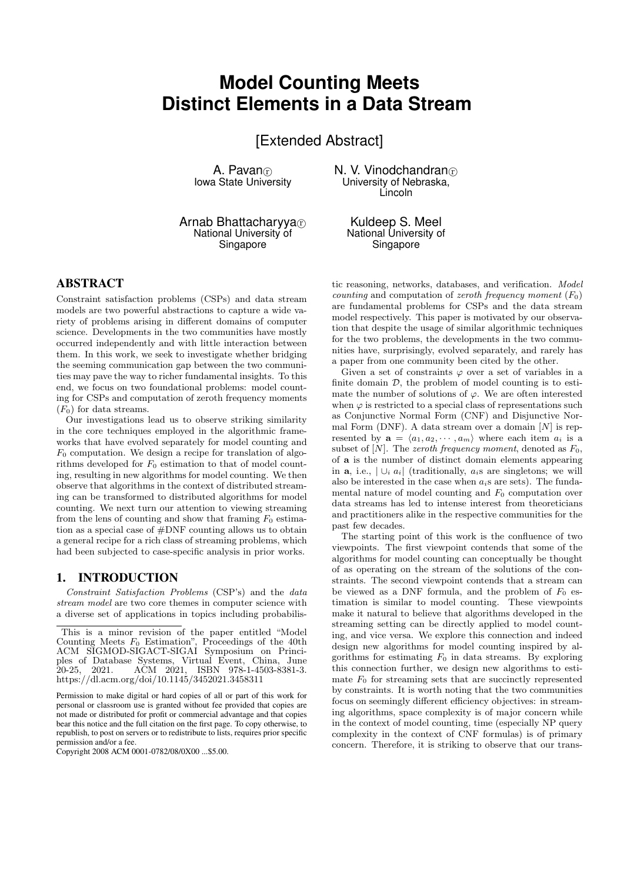# Model Counting Meets Distinct Elements in a Data Stream

[Extended Abstract]

A. Pavan Ⓡ
Iowa State University

N. V. Vinodchandran Ⓡ
University of Nebraska, Lincoln

Arnab Bhattacharyya Ⓡ
National University of Singapore

Kuldeep S. Meel
National University of Singapore

## ABSTRACT

Constraint satisfaction problems (CSPs) and data stream models are two powerful abstractions to capture a wide variety of problems arising in different domains of computer science. Developments in the two communities have mostly occurred independently and with little interaction between them. In this work, we seek to investigate whether bridging the seeming communication gap between the two communities may pave the way to richer fundamental insights. To this end, we focus on two foundational problems: model counting for CSPs and computation of zeroth frequency moments ($F_0$) for data streams.

Our investigations lead us to observe striking similarity in the core techniques employed in the algorithmic frameworks that have evolved separately for model counting and $F_0$ computation. We design a recipe for translation of algorithms developed for $F_0$ estimation to that of model counting, resulting in new algorithms for model counting. We then observe that algorithms in the context of distributed streaming can be transformed to distributed algorithms for model counting. We next turn our attention to viewing streaming from the lens of counting and show that framing $F_0$ estimation as a special case of #DNF counting allows us to obtain a general recipe for a rich class of streaming problems, which had been subjected to case-specific analysis in prior works.

## 1. INTRODUCTION

*Constraint Satisfaction Problems* (CSP's) and the *data stream model* are two core themes in computer science with a diverse set of applications in topics including probabilistic reasoning, networks, databases, and verification. *Model counting* and computation of *zeroth frequency moment* ($F_0$) are fundamental problems for CSPs and the data stream model respectively. This paper is motivated by our observation that despite the usage of similar algorithmic techniques for the two problems, the developments in the two communities have, surprisingly, evolved separately, and rarely has a paper from one community been cited by the other.

Given a set of constraints $\varphi$ over a set of variables in a finite domain $\mathcal{D}$, the problem of model counting is to estimate the number of solutions of $\varphi$. We are often interested when $\varphi$ is restricted to a special class of representations such as Conjunctive Normal Form (CNF) and Disjunctive Normal Form (DNF). A data stream over a domain $[N]$ is represented by $\mathbf{a} = \langle a_1, a_2, \cdots, a_m \rangle$ where each item $a_i$ is a subset of $[N]$. The *zeroth frequency moment*, denoted as $F_0$, of $\mathbf{a}$ is the number of distinct domain elements appearing in $\mathbf{a}$, i.e., $| \cup_i a_i|$ (traditionally, $a_i$s are singletons; we will also be interested in the case when $a_i$s are sets). The fundamental nature of model counting and $F_0$ computation over data streams has led to intense interest from theoreticians and practitioners alike in the respective communities for the past few decades.

The starting point of this work is the confluence of two viewpoints. The first viewpoint contends that some of the algorithms for model counting can conceptually be thought of as operating on the stream of the solutions of the constraints. The second viewpoint contends that a stream can be viewed as a DNF formula, and the problem of $F_0$ estimation is similar to model counting. These viewpoints make it natural to believe that algorithms developed in the streaming setting can be directly applied to model counting, and vice versa. We explore this connection and indeed design new algorithms for model counting inspired by algorithms for estimating $F_0$ in data streams. By exploring this connection further, we design new algorithms to estimate $F_0$ for streaming sets that are succinctly represented by constraints. It is worth noting that the two communities focus on seemingly different efficiency objectives: in streaming algorithms, space complexity is of major concern while in the context of model counting, time (especially NP query complexity in the context of CNF formulas) is of primary concern. Therefore, it is striking to observe that our trans-

This is a minor revision of the paper entitled "Model Counting Meets $F_0$ Estimation", Proceedings of the 40th ACM SIGMOD-SIGACT-SIGAI Symposium on Principles of Database Systems, Virtual Event, China, June 20-25, 2021. ACM 2021, ISBN 978-1-4503-8381-3. https://dl.acm.org/doi/10.1145/3452021.3458311

Permission to make digital or hard copies of all or part of this work for personal or classroom use is granted without fee provided that copies are not made or distributed for profit or commercial advantage and that copies bear this notice and the full citation on the first page. To copy otherwise, to republish, to post on servers or to redistribute to lists, requires prior specific permission and/or a fee.
Copyright 2008 ACM 0001-0782/08/0X00 ...$5.00.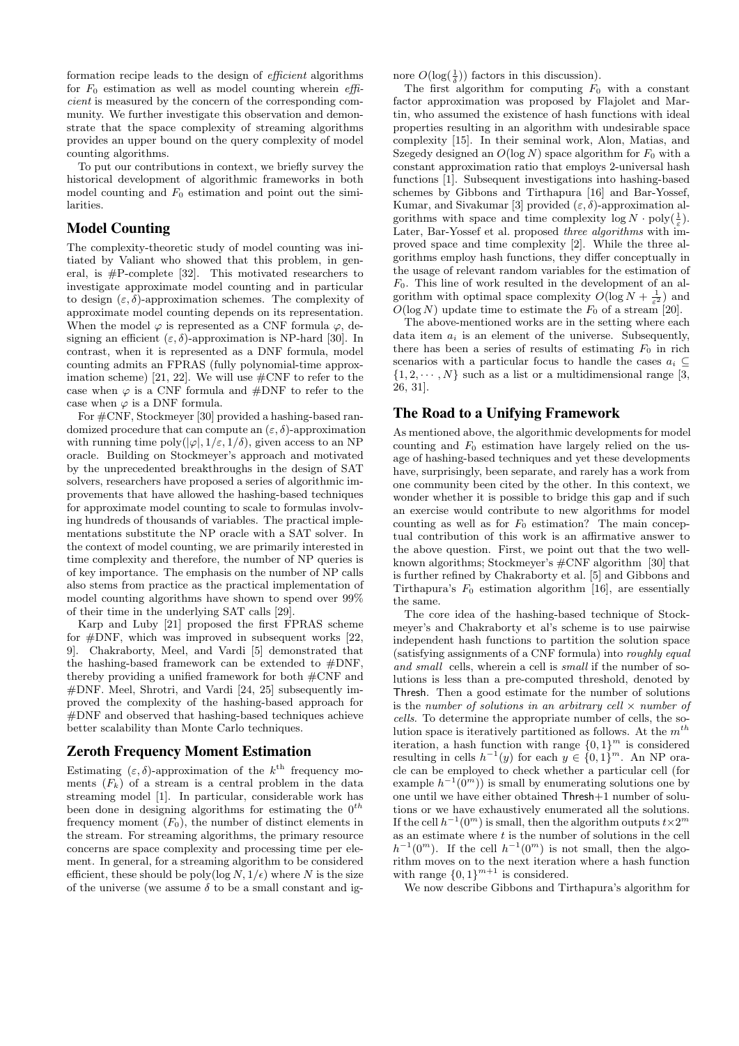formation recipe leads to the design of *efficient* algorithms for $F_0$ estimation as well as model counting wherein *efficient* is measured by the concern of the corresponding community. We further investigate this observation and demonstrate that the space complexity of streaming algorithms provides an upper bound on the query complexity of model counting algorithms.

To put our contributions in context, we briefly survey the historical development of algorithmic frameworks in both model counting and $F_0$ estimation and point out the similarities.

## Model Counting

The complexity-theoretic study of model counting was initiated by Valiant who showed that this problem, in general, is #P-complete [32]. This motivated researchers to investigate approximate model counting and in particular to design $(\varepsilon, \delta)$-approximation schemes. The complexity of approximate model counting depends on its representation. When the model $\varphi$ is represented as a CNF formula $\varphi$, designing an efficient $(\varepsilon, \delta)$-approximation is NP-hard [30]. In contrast, when it is represented as a DNF formula, model counting admits an FPRAS (fully polynomial-time approximation scheme) [21, 22]. We will use #CNF to refer to the case when $\varphi$ is a CNF formula and #DNF to refer to the case when $\varphi$ is a DNF formula.

For #CNF, Stockmeyer [30] provided a hashing-based randomized procedure that can compute an $(\varepsilon, \delta)$-approximation with running time $\text{poly}(|\varphi|, 1/\varepsilon, 1/\delta)$, given access to an NP oracle. Building on Stockmeyer's approach and motivated by the unprecedented breakthroughs in the design of SAT solvers, researchers have proposed a series of algorithmic improvements that have allowed the hashing-based techniques for approximate model counting to scale to formulas involving hundreds of thousands of variables. The practical implementations substitute the NP oracle with a SAT solver. In the context of model counting, we are primarily interested in time complexity and therefore, the number of NP queries is of key importance. The emphasis on the number of NP calls also stems from practice as the practical implementation of model counting algorithms have shown to spend over 99% of their time in the underlying SAT calls [29].

Karp and Luby [21] proposed the first FPRAS scheme for #DNF, which was improved in subsequent works [22, 9]. Chakraborty, Meel, and Vardi [5] demonstrated that the hashing-based framework can be extended to #DNF, thereby providing a unified framework for both #CNF and #DNF. Meel, Shrotri, and Vardi [24, 25] subsequently improved the complexity of the hashing-based approach for #DNF and observed that hashing-based techniques achieve better scalability than Monte Carlo techniques.

## Zeroth Frequency Moment Estimation

Estimating $(\varepsilon, \delta)$-approximation of the $k^{\text{th}}$ frequency moments $(F_k)$ of a stream is a central problem in the data streaming model [1]. In particular, considerable work has been done in designing algorithms for estimating the $0^{th}$ frequency moment $(F_0)$, the number of distinct elements in the stream. For streaming algorithms, the primary resource concerns are space complexity and processing time per element. In general, for a streaming algorithm to be considered efficient, these should be $\text{poly}(\log N, 1/\epsilon)$ where $N$ is the size of the universe (we assume $\delta$ to be a small constant and ignore $O(\log(\frac{1}{\delta}))$ factors in this discussion).

The first algorithm for computing $F_0$ with a constant factor approximation was proposed by Flajolet and Martin, who assumed the existence of hash functions with ideal properties resulting in an algorithm with undesirable space complexity [15]. In their seminal work, Alon, Matias, and Szegedy designed an $O(\log N)$ space algorithm for $F_0$ with a constant approximation ratio that employs 2-universal hash functions [1]. Subsequent investigations into hashing-based schemes by Gibbons and Tirthapura [16] and Bar-Yossef, Kumar, and Sivakumar [3] provided $(\varepsilon, \delta)$-approximation algorithms with space and time complexity $\log N \cdot \text{poly}(\frac{1}{\varepsilon})$. Later, Bar-Yossef et al. proposed *three algorithms* with improved space and time complexity [2]. While the three algorithms employ hash functions, they differ conceptually in the usage of relevant random variables for the estimation of $F_0$. This line of work resulted in the development of an algorithm with optimal space complexity $O(\log N + \frac{1}{\varepsilon^2})$ and $O(\log N)$ update time to estimate the $F_0$ of a stream [20].

The above-mentioned works are in the setting where each data item $a_i$ is an element of the universe. Subsequently, there has been a series of results of estimating $F_0$ in rich scenarios with a particular focus to handle the cases $a_i \subseteq \{1, 2, \cdots, N\}$ such as a list or a multidimensional range [3, 26, 31].

## The Road to a Unifying Framework

As mentioned above, the algorithmic developments for model counting and $F_0$ estimation have largely relied on the usage of hashing-based techniques and yet these developments have, surprisingly, been separate, and rarely has a work from one community been cited by the other. In this context, we wonder whether it is possible to bridge this gap and if such an exercise would contribute to new algorithms for model counting as well as for $F_0$ estimation? The main conceptual contribution of this work is an affirmative answer to the above question. First, we point out that the two well-known algorithms; Stockmeyer's #CNF algorithm [30] that is further refined by Chakraborty et al. [5] and Gibbons and Tirthapura's $F_0$ estimation algorithm [16], are essentially the same.

The core idea of the hashing-based technique of Stockmeyer's and Chakraborty et al's scheme is to use pairwise independent hash functions to partition the solution space (satisfying assignments of a CNF formula) into *roughly equal and small* cells, wherein a cell is *small* if the number of solutions is less than a pre-computed threshold, denoted by Thresh. Then a good estimate for the number of solutions is the *number of solutions in an arbitrary cell* $\times$ *number of cells*. To determine the appropriate number of cells, the solution space is iteratively partitioned as follows. At the $m^{th}$ iteration, a hash function with range $\{0,1\}^m$ is considered resulting in cells $h^{-1}(y)$ for each $y \in \{0,1\}^m$. An NP oracle can be employed to check whether a particular cell (for example $h^{-1}(0^m)$) is small by enumerating solutions one by one until we have either obtained Thresh+1 number of solutions or we have exhaustively enumerated all the solutions. If the cell $h^{-1}(0^m)$ is small, then the algorithm outputs $t \times 2^m$ as an estimate where $t$ is the number of solutions in the cell $h^{-1}(0^m)$. If the cell $h^{-1}(0^m)$ is not small, then the algorithm moves on to the next iteration where a hash function with range $\{0,1\}^{m+1}$ is considered.

We now describe Gibbons and Tirthapura's algorithm for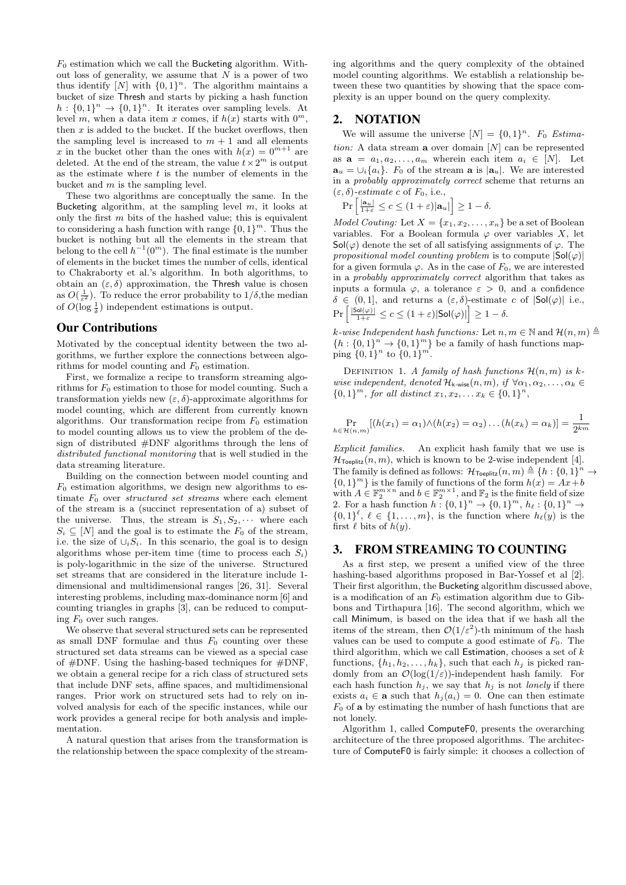$F_0$ estimation which we call the Bucketing algorithm. Without loss of generality, we assume that $N$ is a power of two thus identify $[N]$ with $\{0,1\}^n$. The algorithm maintains a bucket of size Thresh and starts by picking a hash function $h : \{0,1\}^n \to \{0,1\}^n$. It iterates over sampling levels. At level $m$, when a data item $x$ comes, if $h(x)$ starts with $0^m$, then $x$ is added to the bucket. If the bucket overflows, then the sampling level is increased to $m+1$ and all elements $x$ in the bucket other than the ones with $h(x) = 0^{m+1}$ are deleted. At the end of the stream, the value $t \times 2^m$ is output as the estimate where $t$ is the number of elements in the bucket and $m$ is the sampling level.

These two algorithms are conceptually the same. In the Bucketing algorithm, at the sampling level $m$, it looks at only the first $m$ bits of the hashed value; this is equivalent to considering a hash function with range $\{0,1\}^m$. Thus the bucket is nothing but all the elements in the stream that belong to the cell $h^{-1}(0^m)$. The final estimate is the number of elements in the bucket times the number of cells, identical to Chakraborty et al.'s algorithm. In both algorithms, to obtain an $(\varepsilon, \delta)$ approximation, the Thresh value is chosen as $O(\frac{1}{\varepsilon^2})$. To reduce the error probability to $1/\delta$,the median of $O(\log \frac{1}{\delta})$ independent estimations is output.

## Our Contributions

Motivated by the conceptual identity between the two algorithms, we further explore the connections between algorithms for model counting and $F_0$ estimation.

First, we formalize a recipe to transform streaming algorithms for $F_0$ estimation to those for model counting. Such a transformation yields new $(\varepsilon, \delta)$-approximate algorithms for model counting, which are different from currently known algorithms. Our transformation recipe from $F_0$ estimation to model counting allows us to view the problem of the design of distributed #DNF algorithms through the lens of *distributed functional monitoring* that is well studied in the data streaming literature.

Building on the connection between model counting and $F_0$ estimation algorithms, we design new algorithms to estimate $F_0$ over *structured set streams* where each element of the stream is a (succinct representation of a) subset of the universe. Thus, the stream is $S_1, S_2, \cdots$ where each $S_i \subseteq [N]$ and the goal is to estimate the $F_0$ of the stream, i.e. the size of $\cup_i S_i$. In this scenario, the goal is to design algorithms whose per-item time (time to process each $S_i$) is poly-logarithmic in the size of the universe. Structured set streams that are considered in the literature include 1-dimensional and multidimensional ranges [26, 31]. Several interesting problems, including max-dominance norm [6] and counting triangles in graphs [3], can be reduced to computing $F_0$ over such ranges.

We observe that several structured sets can be represented as small DNF formulae and thus $F_0$ counting over these structured set data streams can be viewed as a special case of #DNF. Using the hashing-based techniques for #DNF, we obtain a general recipe for a rich class of structured sets that include DNF sets, affine spaces, and multidimensional ranges. Prior work on structured sets had to rely on involved analysis for each of the specific instances, while our work provides a general recipe for both analysis and implementation.

A natural question that arises from the transformation is the relationship between the space complexity of the streaming algorithms and the query complexity of the obtained model counting algorithms. We establish a relationship between these two quantities by showing that the space complexity is an upper bound on the query complexity.

## 2. NOTATION

We will assume the universe $[N] = \{0,1\}^n$. *$F_0$ Estimation:* A data stream $\mathbf{a}$ over domain $[N]$ can be represented as $\mathbf{a} = a_1, a_2, \ldots, a_m$ wherein each item $a_i \in [N]$. Let $\mathbf{a}_u = \cup_i \{a_i\}$. $F_0$ of the stream $\mathbf{a}$ is $|\mathbf{a}_u|$. We are interested in a *probably approximately correct* scheme that returns an $(\varepsilon, \delta)$-*estimate* $c$ of $F_0$, i.e.,

$\Pr\left[\frac{|\mathbf{a}_u|}{1+\varepsilon} \le c \le (1+\varepsilon)|\mathbf{a}_u|\right] \ge 1 - \delta.$

*Model Couting:* Let $X = \{x_1, x_2, \ldots, x_n\}$ be a set of Boolean variables. For a Boolean formula $\varphi$ over variables $X$, let $\mathsf{Sol}(\varphi)$ denote the set of all satisfying assignments of $\varphi$. The *propositional model counting problem* is to compute $|\mathsf{Sol}(\varphi)|$ for a given formula $\varphi$. As in the case of $F_0$, we are interested in a *probably approximately correct* algorithm that takes as inputs a formula $\varphi$, a tolerance $\varepsilon > 0$, and a confidence $\delta \in (0,1]$, and returns a $(\varepsilon, \delta)$-estimate $c$ of $|\mathsf{Sol}(\varphi)|$ i.e., $\Pr\left[\frac{|\mathsf{Sol}(\varphi)|}{1+\varepsilon} \le c \le (1+\varepsilon)|\mathsf{Sol}(\varphi)|\right] \ge 1 - \delta.$

*$k$-wise Independent hash functions:* Let $n, m \in \mathbb{N}$ and $\mathcal{H}(n,m) \triangleq \{h : \{0,1\}^n \to \{0,1\}^m\}$ be a family of hash functions mapping $\{0,1\}^n$ to $\{0,1\}^m$.

Definition 1. *A family of hash functions $\mathcal{H}(n,m)$ is $k$-wise independent, denoted $\mathcal{H}_{\mathsf{k\text{-}wise}}(n,m)$, if $\forall \alpha_1, \alpha_2, \ldots, \alpha_k \in \{0,1\}^m$, for all distinct $x_1, x_2, \ldots x_k \in \{0,1\}^n$,*

$$\Pr_{h \in \mathcal{H}(n,m)}[(h(x_1) = \alpha_1) \wedge (h(x_2) = \alpha_2) \ldots (h(x_k) = \alpha_k)] = \frac{1}{2^{km}}$$

*Explicit families.* An explicit hash family that we use is $\mathcal{H}_{\mathsf{Toeplitz}}(n,m)$, which is known to be 2-wise independent [4]. The family is defined as follows: $\mathcal{H}_{\mathsf{Toeplitz}}(n,m) \triangleq \{h : \{0,1\}^n \to \{0,1\}^m\}$ is the family of functions of the form $h(x) = Ax + b$ with $A \in \mathbb{F}_2^{m \times n}$ and $b \in \mathbb{F}_2^{m \times 1}$, and $\mathbb{F}_2$ is the finite field of size 2. For a hash function $h : \{0,1\}^n \to \{0,1\}^m$, $h_\ell : \{0,1\}^n \to \{0,1\}^\ell$, $\ell \in \{1, \ldots, m\}$, is the function where $h_\ell(y)$ is the first $\ell$ bits of $h(y)$.

## 3. FROM STREAMING TO COUNTING

As a first step, we present a unified view of the three hashing-based algorithms proposed in Bar-Yossef et al [2]. Their first algorithm, the Bucketing algorithm discussed above, is a modification of an $F_0$ estimation algorithm due to Gibbons and Tirthapura [16]. The second algorithm, which we call Minimum, is based on the idea that if we hash all the items of the stream, then $\mathcal{O}(1/\varepsilon^2)$-th minimum of the hash values can be used to compute a good estimate of $F_0$. The third algorithm, which we call Estimation, chooses a set of $k$ functions, $\{h_1, h_2, \ldots, h_k\}$, such that each $h_j$ is picked randomly from an $\mathcal{O}(\log(1/\varepsilon))$-independent hash family. For each hash function $h_j$, we say that $h_j$ is not *lonely* if there exists $a_i \in \mathbf{a}$ such that $h_j(a_i) = 0$. One can then estimate $F_0$ of $\mathbf{a}$ by estimating the number of hash functions that are not lonely.

Algorithm 1, called ComputeF0, presents the overarching architecture of the three proposed algorithms. The architecture of ComputeF0 is fairly simple: it chooses a collection of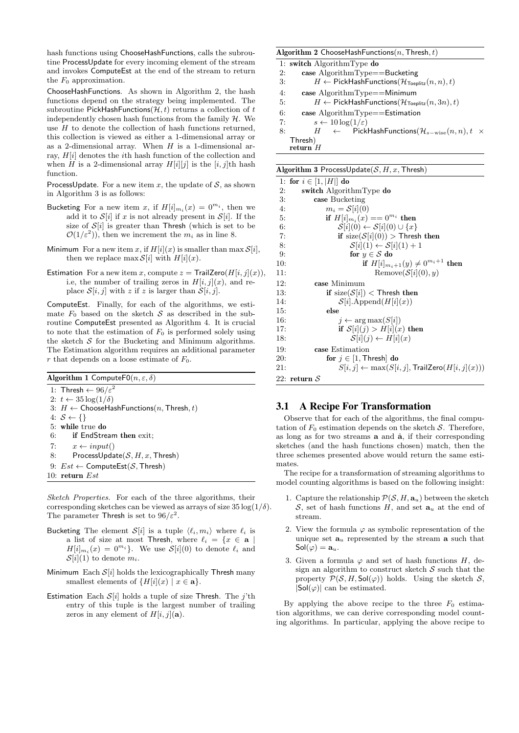hash functions using ChooseHashFunctions, calls the subroutine ProcessUpdate for every incoming element of the stream and invokes ComputeEst at the end of the stream to return the $F_0$ approximation.

ChooseHashFunctions. As shown in Algorithm 2, the hash functions depend on the strategy being implemented. The subroutine PickHashFunctions($\mathcal{H}, t$) returns a collection of $t$ independently chosen hash functions from the family $\mathcal{H}$. We use $H$ to denote the collection of hash functions returned, this collection is viewed as either a 1-dimensional array or as a 2-dimensional array. When $H$ is a 1-dimensional array, $H[i]$ denotes the $i$th hash function of the collection and when $H$ is a 2-dimensional array $H[i][j]$ is the $[i, j]$th hash function.

ProcessUpdate. For a new item $x$, the update of $\mathcal{S}$, as shown in Algorithm 3 is as follows:

- Bucketing For a new item $x$, if $H[i]_{m_i}(x) = 0^{m_i}$, then we add it to $\mathcal{S}[i]$ if $x$ is not already present in $\mathcal{S}[i]$. If the size of $\mathcal{S}[i]$ is greater than Thresh (which is set to be $\mathcal{O}(1/\varepsilon^2)$), then we increment the $m_i$ as in line 8.
- Minimum For a new item $x$, if $H[i](x)$ is smaller than $\max \mathcal{S}[i]$, then we replace $\max \mathcal{S}[i]$ with $H[i](x)$.
- Estimation For a new item $x$, compute $z = \mathsf{TrailZero}(H[i,j](x))$, i.e, the number of trailing zeros in $H[i,j](x)$, and replace $\mathcal{S}[i,j]$ with $z$ if $z$ is larger than $\mathcal{S}[i,j]$.

ComputeEst. Finally, for each of the algorithms, we estimate $F_0$ based on the sketch $\mathcal{S}$ as described in the subroutine ComputeEst presented as Algorithm 4. It is crucial to note that the estimation of $F_0$ is performed solely using the sketch $\mathcal{S}$ for the Bucketing and Minimum algorithms. The Estimation algorithm requires an additional parameter $r$ that depends on a loose estimate of $F_0$.

**Algorithm 1** ComputeF0($n, \varepsilon, \delta$)

```
1: Thresh ← 96/ε²
2: t ← 35 log(1/δ)
3: H ← ChooseHashFunctions(n, Thresh, t)
4: S ← {}
5: while true do
6:     if EndStream then exit;
7:     x ← input()
8:     ProcessUpdate(S, H, x, Thresh)
9: Est ← ComputeEst(S, Thresh)
10: return Est
```

*Sketch Properties.* For each of the three algorithms, their corresponding sketches can be viewed as arrays of size $35 \log(1/\delta)$. The parameter Thresh is set to $96/\varepsilon^2$.

- Bucketing The element $\mathcal{S}[i]$ is a tuple $\langle \ell_i, m_i \rangle$ where $\ell_i$ is a list of size at most Thresh, where $\ell_i = \{x \in \mathbf{a} \mid H[i]_{m_i}(x) = 0^{m_i}\}$. We use $\mathcal{S}[i](0)$ to denote $\ell_i$ and $\mathcal{S}[i](1)$ to denote $m_i$.
- Minimum Each $\mathcal{S}[i]$ holds the lexicographically Thresh many smallest elements of $\{H[i](x) \mid x \in \mathbf{a}\}$.
- Estimation Each $\mathcal{S}[i]$ holds a tuple of size Thresh. The $j$'th entry of this tuple is the largest number of trailing zeros in any element of $H[i,j](\mathbf{a})$.

**Algorithm 2** ChooseHashFunctions($n$, Thresh, $t$)

```
1: switch AlgorithmType do
2:     case AlgorithmType==Bucketing
3:         H ← PickHashFunctions(H_Toeplitz(n, n), t)
4:     case AlgorithmType==Minimum
5:         H ← PickHashFunctions(H_Toeplitz(n, 3n), t)
6:     case AlgorithmType==Estimation
7:         s ← 10 log(1/ε)
8:         H ← PickHashFunctions(H_{s−wise}(n, n), t × Thresh)
   return H
```

**Algorithm 3** ProcessUpdate($\mathcal{S}, H, x$, Thresh)

```
1: for i ∈ [1, |H|] do
2:     switch AlgorithmType do
3:         case Bucketing
4:             m_i = S[i](0)
5:             if H[i]_{m_i}(x) == 0^{m_i} then
6:                 S[i](0) ← S[i](0) ∪ {x}
7:                 if size(S[i](0)) > Thresh then
8:                     S[i](1) ← S[i](1) + 1
9:                     for y ∈ S do
10:                        if H[i]_{m_i+1}(y) ≠ 0^{m_i+1} then
11:                            Remove(S[i](0), y)
12:        case Minimum
13:            if size(S[i]) < Thresh then
14:                S[i].Append(H[i](x))
15:            else
16:                j ← arg max(S[i])
17:                if S[i](j) > H[i](x) then
18:                    S[i](j) ← H[i](x)
19:        case Estimation
20:            for j ∈ [1, Thresh] do
21:                S[i, j] ← max(S[i, j], TrailZero(H[i, j](x)))
22: return S
```

### 3.1 A Recipe For Transformation

Observe that for each of the algorithms, the final computation of $F_0$ estimation depends on the sketch $\mathcal{S}$. Therefore, as long as for two streams $\mathbf{a}$ and $\hat{\mathbf{a}}$, if their corresponding sketches (and the hash functions chosen) match, then the three schemes presented above would return the same estimates.

The recipe for a transformation of streaming algorithms to model counting algorithms is based on the following insight:

1. Capture the relationship $\mathcal{P}(\mathcal{S}, H, \mathbf{a}_u)$ between the sketch $\mathcal{S}$, set of hash functions $H$, and set $\mathbf{a}_u$ at the end of stream.
2. View the formula $\varphi$ as symbolic representation of the unique set $\mathbf{a}_u$ represented by the stream $\mathbf{a}$ such that $\mathsf{Sol}(\varphi) = \mathbf{a}_u$.
3. Given a formula $\varphi$ and set of hash functions $H$, design an algorithm to construct sketch $\mathcal{S}$ such that the property $\mathcal{P}(\mathcal{S}, H, \mathsf{Sol}(\varphi))$ holds. Using the sketch $\mathcal{S}$, $|\mathsf{Sol}(\varphi)|$ can be estimated.

By applying the above recipe to the three $F_0$ estimation algorithms, we can derive corresponding model counting algorithms. In particular, applying the above recipe to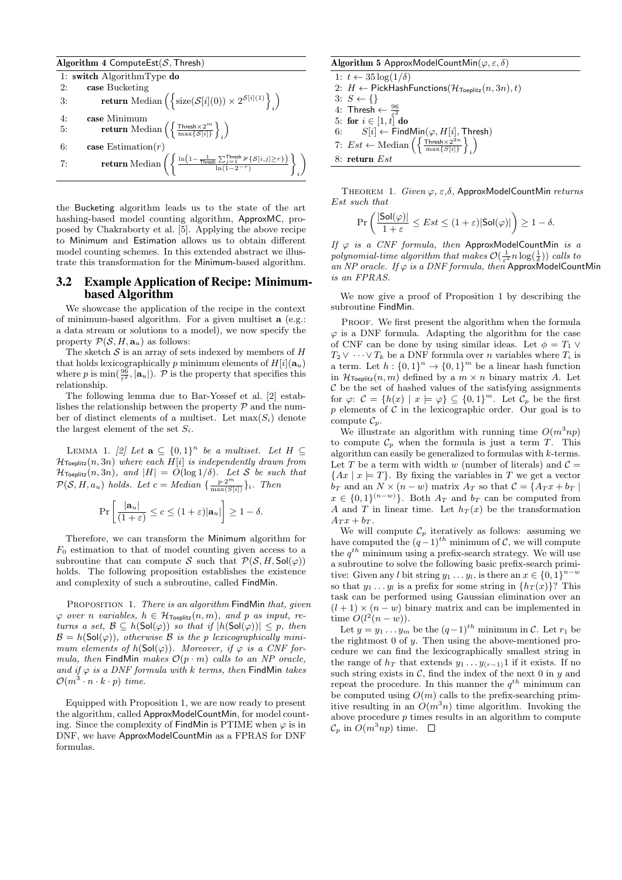**Algorithm 4** ComputeEst($\mathcal{S}$, Thresh)

```
1: switch AlgorithmType do
2:    case Bucketing
3:        return Median ( { size(S[i](0)) × 2^{S[i](1)} }_i )
4:    case Minimum
5:        return Median ( { (Thresh × 2^m) / max{S[i]} }_i )
6:    case Estimation(r)
7:        return Median ( { ln(1 − (1/Thresh) Σ_{j=1}^{Thresh} 𝟙{S[i,j] ≥ r}) / ln(1 − 2^{−r}) }_i )
```

the Bucketing algorithm leads us to the state of the art hashing-based model counting algorithm, ApproxMC, proposed by Chakraborty et al. [5]. Applying the above recipe to Minimum and Estimation allows us to obtain different model counting schemes. In this extended abstract we illustrate this transformation for the Minimum-based algorithm.

## 3.2 Example Application of Recipe: Minimum-based Algorithm

We showcase the application of the recipe in the context of minimum-based algorithm. For a given multiset $\mathbf{a}$ (e.g.: a data stream or solutions to a model), we now specify the property $\mathcal{P}(\mathcal{S}, H, \mathbf{a}_u)$ as follows:

The sketch $\mathcal{S}$ is an array of sets indexed by members of $H$ that holds lexicographically $p$ minimum elements of $H[i](\mathbf{a}_u)$ where $p$ is $\min(\frac{96}{\varepsilon^2}, |\mathbf{a}_u|)$. $\mathcal{P}$ is the property that specifies this relationship.

The following lemma due to Bar-Yossef et al. [2] establishes the relationship between the property $\mathcal{P}$ and the number of distinct elements of a multiset. Let $\max(S_i)$ denote the largest element of the set $S_i$.

LEMMA 1. *[2] Let $\mathbf{a} \subseteq \{0,1\}^n$ be a multiset. Let $H \subseteq \mathcal{H}_{\mathsf{Toeplitz}}(n, 3n)$ where each $H[i]$ is independently drawn from $\mathcal{H}_{\mathsf{Toeplitz}}(n, 3n)$, and $|H| = O(\log 1/\delta)$. Let $\mathcal{S}$ be such that $\mathcal{P}(\mathcal{S}, H, a_u)$ holds. Let $c = \text{Median}\ \{\frac{p \cdot 2^m}{\max(\mathcal{S}[i])}\}_i$. Then*

$$\Pr\left[\frac{|\mathbf{a}_u|}{(1+\varepsilon)} \le c \le (1+\varepsilon)|\mathbf{a}_u|\right] \ge 1 - \delta.$$

Therefore, we can transform the Minimum algorithm for $F_0$ estimation to that of model counting given access to a subroutine that can compute $\mathcal{S}$ such that $\mathcal{P}(\mathcal{S}, H, \mathsf{Sol}(\varphi))$ holds. The following proposition establishes the existence and complexity of such a subroutine, called FindMin.

PROPOSITION 1. *There is an algorithm FindMin that, given $\varphi$ over $n$ variables, $h \in \mathcal{H}_{\mathsf{Toeplitz}}(n, m)$, and $p$ as input, returns a set, $\mathcal{B} \subseteq h(\mathsf{Sol}(\varphi))$ so that if $|h(\mathsf{Sol}(\varphi))| \le p$, then $\mathcal{B} = h(\mathsf{Sol}(\varphi))$, otherwise $\mathcal{B}$ is the $p$ lexicographically minimum elements of $h(\mathsf{Sol}(\varphi))$. Moreover, if $\varphi$ is a CNF formula, then FindMin makes $\mathcal{O}(p \cdot m)$ calls to an NP oracle, and if $\varphi$ is a DNF formula with $k$ terms, then FindMin takes $\mathcal{O}(m^3 \cdot n \cdot k \cdot p)$ time.*

Equipped with Proposition 1, we are now ready to present the algorithm, called ApproxModelCountMin, for model counting. Since the complexity of FindMin is PTIME when $\varphi$ is in DNF, we have ApproxModelCountMin as a FPRAS for DNF formulas.

**Algorithm 5** ApproxModelCountMin($\varphi, \varepsilon, \delta$)

```
1: t ← 35 log(1/δ)
2: H ← PickHashFunctions(H_Toeplitz(n, 3n), t)
3: S ← {}
4: Thresh ← 96/ε²
5: for i ∈ [1, t] do
6:    S[i] ← FindMin(φ, H[i], Thresh)
7: Est ← Median ( { (Thresh × 2^{3n}) / max{S[i]} }_i )
8: return Est
```

THEOREM 1. *Given $\varphi$, $\varepsilon$,$\delta$, ApproxModelCountMin returns $Est$ such that*

$$\Pr\left(\frac{|\mathsf{Sol}(\varphi)|}{1+\varepsilon} \le Est \le (1+\varepsilon)|\mathsf{Sol}(\varphi)|\right) \ge 1 - \delta.$$

*If $\varphi$ is a CNF formula, then ApproxModelCountMin is a polynomial-time algorithm that makes $\mathcal{O}(\frac{1}{\varepsilon^2} n \log(\frac{1}{\delta}))$ calls to an NP oracle. If $\varphi$ is a DNF formula, then ApproxModelCountMin is an FPRAS.*

We now give a proof of Proposition 1 by describing the subroutine FindMin.

PROOF. We first present the algorithm when the formula $\varphi$ is a DNF formula. Adapting the algorithm for the case of CNF can be done by using similar ideas. Let $\phi = T_1 \vee T_2 \vee \cdots \vee T_k$ be a DNF formula over $n$ variables where $T_i$ is a term. Let $h : \{0,1\}^n \to \{0,1\}^m$ be a linear hash function in $\mathcal{H}_{\mathsf{Toeplitz}}(n, m)$ defined by a $m \times n$ binary matrix $A$. Let $\mathcal{C}$ be the set of hashed values of the satisfying assignments for $\varphi$: $\mathcal{C} = \{h(x) \mid x \models \varphi\} \subseteq \{0,1\}^m$. Let $\mathcal{C}_p$ be the first $p$ elements of $\mathcal{C}$ in the lexicographic order. Our goal is to compute $\mathcal{C}_p$.

We illustrate an algorithm with running time $O(m^3np)$ to compute $\mathcal{C}_p$ when the formula is just a term $T$. This algorithm can easily be generalized to formulas with $k$-terms. Let $T$ be a term with width $w$ (number of literals) and $\mathcal{C} = \{Ax \mid x \models T\}$. By fixing the variables in $T$ we get a vector $b_T$ and an $N \times (n-w)$ matrix $A_T$ so that $\mathcal{C} = \{A_T x + b_T \mid x \in \{0,1\}^{(n-w)}\}$. Both $A_T$ and $b_T$ can be computed from $A$ and $T$ in linear time. Let $h_T(x)$ be the transformation $A_T x + b_T$.

We will compute $\mathcal{C}_p$ iteratively as follows: assuming we have computed the $(q-1)^{th}$ minimum of $\mathcal{C}$, we will compute the $q^{th}$ minimum using a prefix-search strategy. We will use a subroutine to solve the following basic prefix-search primitive: Given any $l$ bit string $y_1 \ldots y_l$, is there an $x \in \{0,1\}^{n-w}$ so that $y_1 \ldots y_l$ is a prefix for some string in $\{h_T(x)\}$? This task can be performed using Gaussian elimination over an $(l+1) \times (n-w)$ binary matrix and can be implemented in time $O(l^2(n-w))$.

Let $y = y_1 \ldots y_m$ be the $(q-1)^{th}$ minimum in $\mathcal{C}$. Let $r_1$ be the rightmost 0 of $y$. Then using the above-mentioned procedure we can find the lexicographically smallest string in the range of $h_T$ that extends $y_1 \ldots y_{(r-1)}1$ if it exists. If no such string exists in $\mathcal{C}$, find the index of the next 0 in $y$ and repeat the procedure. In this manner the $q^{th}$ minimum can be computed using $O(m)$ calls to the prefix-searching primitive resulting in an $O(m^3n)$ time algorithm. Invoking the above procedure $p$ times results in an algorithm to compute $\mathcal{C}_p$ in $O(m^3np)$ time. □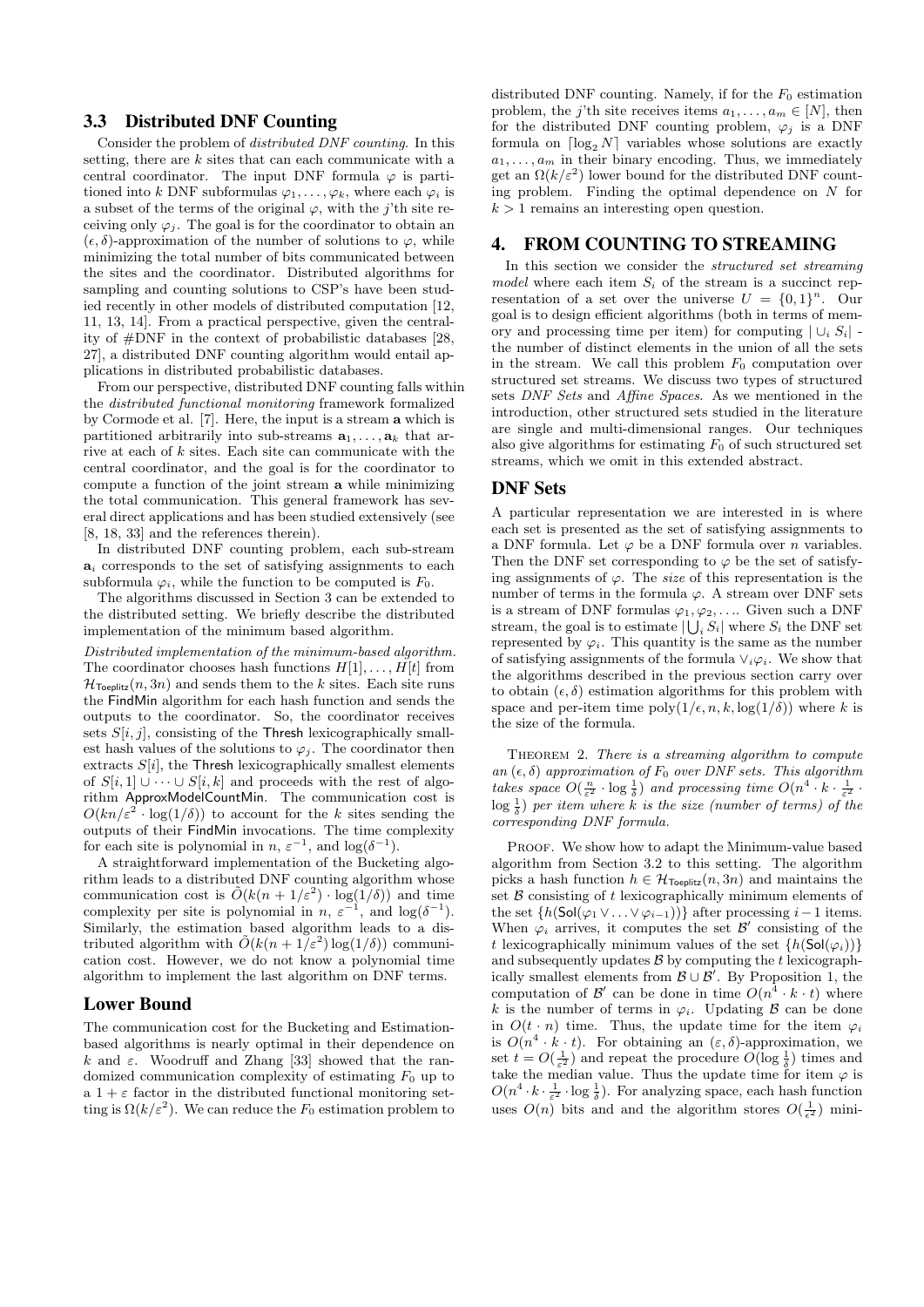### 3.3 Distributed DNF Counting

Consider the problem of *distributed DNF counting*. In this setting, there are $k$ sites that can each communicate with a central coordinator. The input DNF formula $\varphi$ is partitioned into $k$ DNF subformulas $\varphi_1, \ldots, \varphi_k$, where each $\varphi_i$ is a subset of the terms of the original $\varphi$, with the $j$'th site receiving only $\varphi_j$. The goal is for the coordinator to obtain an $(\epsilon, \delta)$-approximation of the number of solutions to $\varphi$, while minimizing the total number of bits communicated between the sites and the coordinator. Distributed algorithms for sampling and counting solutions to CSP's have been studied recently in other models of distributed computation [12, 11, 13, 14]. From a practical perspective, given the centrality of #DNF in the context of probabilistic databases [28, 27], a distributed DNF counting algorithm would entail applications in distributed probabilistic databases.

From our perspective, distributed DNF counting falls within the *distributed functional monitoring* framework formalized by Cormode et al. [7]. Here, the input is a stream $\mathbf{a}$ which is partitioned arbitrarily into sub-streams $\mathbf{a}_1, \ldots, \mathbf{a}_k$ that arrive at each of $k$ sites. Each site can communicate with the central coordinator, and the goal is for the coordinator to compute a function of the joint stream $\mathbf{a}$ while minimizing the total communication. This general framework has several direct applications and has been studied extensively (see [8, 18, 33] and the references therein).

In distributed DNF counting problem, each sub-stream $\mathbf{a}_i$ corresponds to the set of satisfying assignments to each subformula $\varphi_i$, while the function to be computed is $F_0$.

The algorithms discussed in Section 3 can be extended to the distributed setting. We briefly describe the distributed implementation of the minimum based algorithm.

*Distributed implementation of the minimum-based algorithm.* The coordinator chooses hash functions $H[1], \ldots, H[t]$ from $\mathcal{H}_{\mathsf{Toeplitz}}(n, 3n)$ and sends them to the $k$ sites. Each site runs the $\mathsf{FindMin}$ algorithm for each hash function and sends the outputs to the coordinator. So, the coordinator receives sets $S[i, j]$, consisting of the $\mathsf{Thresh}$ lexicographically smallest hash values of the solutions to $\varphi_j$. The coordinator then extracts $S[i]$, the $\mathsf{Thresh}$ lexicographically smallest elements of $S[i, 1] \cup \cdots \cup S[i, k]$ and proceeds with the rest of algorithm $\mathsf{ApproxModelCountMin}$. The communication cost is $O(kn/\varepsilon^2 \cdot \log(1/\delta))$ to account for the $k$ sites sending the outputs of their $\mathsf{FindMin}$ invocations. The time complexity for each site is polynomial in $n$, $\varepsilon^{-1}$, and $\log(\delta^{-1})$.

A straightforward implementation of the Bucketing algorithm leads to a distributed DNF counting algorithm whose communication cost is $\tilde{O}(k(n + 1/\varepsilon^2) \cdot \log(1/\delta))$ and time complexity per site is polynomial in $n$, $\varepsilon^{-1}$, and $\log(\delta^{-1})$. Similarly, the estimation based algorithm leads to a distributed algorithm with $\tilde{O}(k(n + 1/\varepsilon^2) \log(1/\delta))$ communication cost. However, we do not know a polynomial time algorithm to implement the last algorithm on DNF terms.

### Lower Bound

The communication cost for the Bucketing and Estimation-based algorithms is nearly optimal in their dependence on $k$ and $\varepsilon$. Woodruff and Zhang [33] showed that the randomized communication complexity of estimating $F_0$ up to a $1 + \varepsilon$ factor in the distributed functional monitoring setting is $\Omega(k/\varepsilon^2)$. We can reduce the $F_0$ estimation problem to distributed DNF counting. Namely, if for the $F_0$ estimation problem, the $j$'th site receives items $a_1, \ldots, a_m \in [N]$, then for the distributed DNF counting problem, $\varphi_j$ is a DNF formula on $\lceil \log_2 N \rceil$ variables whose solutions are exactly $a_1, \ldots, a_m$ in their binary encoding. Thus, we immediately get an $\Omega(k/\varepsilon^2)$ lower bound for the distributed DNF counting problem. Finding the optimal dependence on $N$ for $k > 1$ remains an interesting open question.

## 4. FROM COUNTING TO STREAMING

In this section we consider the *structured set streaming model* where each item $S_i$ of the stream is a succinct representation of a set over the universe $U = \{0, 1\}^n$. Our goal is to design efficient algorithms (both in terms of memory and processing time per item) for computing $|\cup_i S_i|$ - the number of distinct elements in the union of all the sets in the stream. We call this problem $F_0$ computation over structured set streams. We discuss two types of structured sets *DNF Sets* and *Affine Spaces*. As we mentioned in the introduction, other structured sets studied in the literature are single and multi-dimensional ranges. Our techniques also give algorithms for estimating $F_0$ of such structured set streams, which we omit in this extended abstract.

### DNF Sets

A particular representation we are interested in is where each set is presented as the set of satisfying assignments to a DNF formula. Let $\varphi$ be a DNF formula over $n$ variables. Then the DNF set corresponding to $\varphi$ be the set of satisfying assignments of $\varphi$. The *size* of this representation is the number of terms in the formula $\varphi$. A stream over DNF sets is a stream of DNF formulas $\varphi_1, \varphi_2, \ldots$. Given such a DNF stream, the goal is to estimate $|\bigcup_i S_i|$ where $S_i$ the DNF set represented by $\varphi_i$. This quantity is the same as the number of satisfying assignments of the formula $\vee_i \varphi_i$. We show that the algorithms described in the previous section carry over to obtain $(\epsilon, \delta)$ estimation algorithms for this problem with space and per-item time $\mathrm{poly}(1/\epsilon, n, k, \log(1/\delta))$ where $k$ is the size of the formula.

THEOREM 2. *There is a streaming algorithm to compute an $(\epsilon, \delta)$ approximation of $F_0$ over DNF sets. This algorithm takes space $O(\frac{n}{\varepsilon^2} \cdot \log \frac{1}{\delta})$ and processing time $O(n^4 \cdot k \cdot \frac{1}{\varepsilon^2} \cdot \log \frac{1}{\delta})$ per item where $k$ is the size (number of terms) of the corresponding DNF formula.*

PROOF. We show how to adapt the Minimum-value based algorithm from Section 3.2 to this setting. The algorithm picks a hash function $h \in \mathcal{H}_{\mathsf{Toeplitz}}(n, 3n)$ and maintains the set $\mathcal{B}$ consisting of $t$ lexicographically minimum elements of the set $\{h(\mathsf{Sol}(\varphi_1 \vee \ldots \vee \varphi_{i-1}))\}$ after processing $i-1$ items. When $\varphi_i$ arrives, it computes the set $\mathcal{B}'$ consisting of the $t$ lexicographically minimum values of the set $\{h(\mathsf{Sol}(\varphi_i))\}$ and subsequently updates $\mathcal{B}$ by computing the $t$ lexicographically smallest elements from $\mathcal{B} \cup \mathcal{B}'$. By Proposition 1, the computation of $\mathcal{B}'$ can be done in time $O(n^4 \cdot k \cdot t)$ where $k$ is the number of terms in $\varphi_i$. Updating $\mathcal{B}$ can be done in $O(t \cdot n)$ time. Thus, the update time for the item $\varphi_i$ is $O(n^4 \cdot k \cdot t)$. For obtaining an $(\varepsilon, \delta)$-approximation, we set $t = O(\frac{1}{\varepsilon^2})$ and repeat the procedure $O(\log \frac{1}{\delta})$ times and take the median value. Thus the update time for item $\varphi$ is $O(n^4 \cdot k \cdot \frac{1}{\varepsilon^2} \cdot \log \frac{1}{\delta})$. For analyzing space, each hash function uses $O(n)$ bits and and the algorithm stores $O(\frac{1}{\varepsilon^2})$ mini-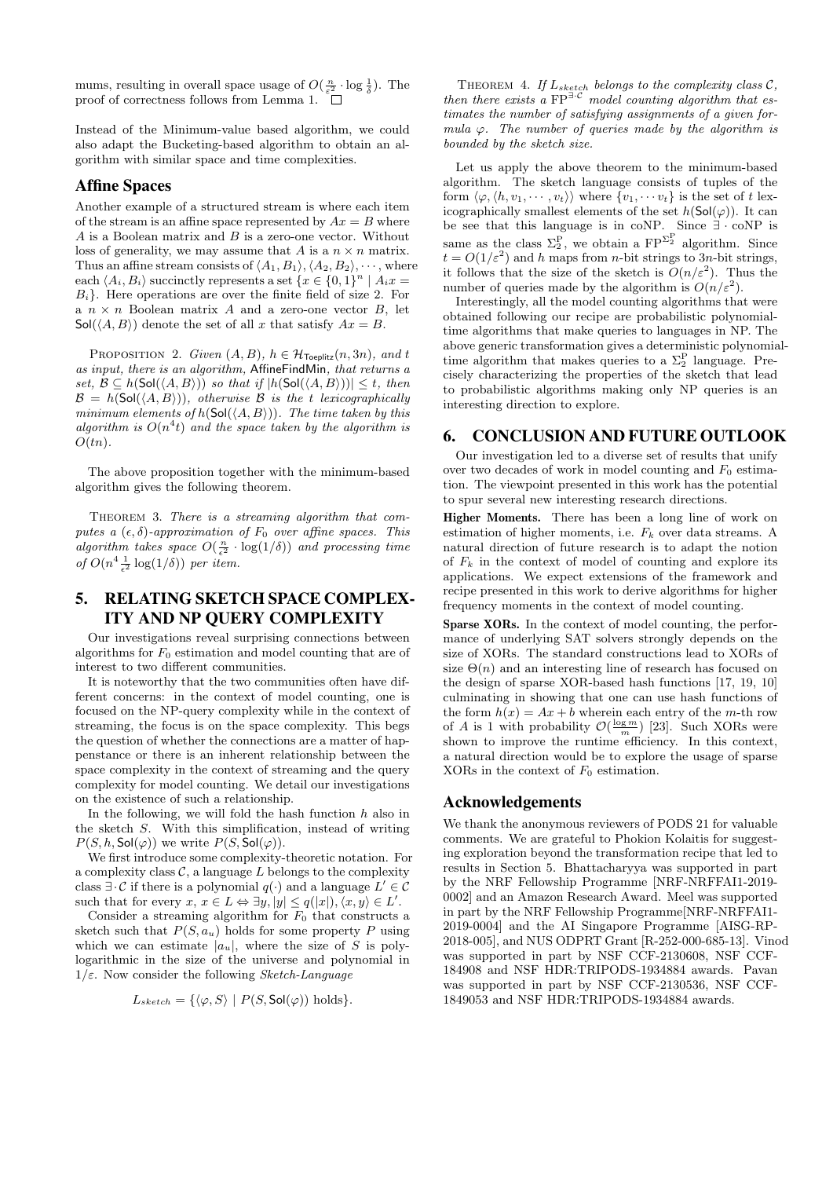mums, resulting in overall space usage of $O(\frac{n}{\varepsilon^2} \cdot \log \frac{1}{\delta})$. The proof of correctness follows from Lemma 1. $\square$

Instead of the Minimum-value based algorithm, we could also adapt the Bucketing-based algorithm to obtain an algorithm with similar space and time complexities.

### Affine Spaces

Another example of a structured stream is where each item of the stream is an affine space represented by $Ax = B$ where $A$ is a Boolean matrix and $B$ is a zero-one vector. Without loss of generality, we may assume that $A$ is a $n \times n$ matrix. Thus an affine stream consists of $\langle A_1, B_1 \rangle, \langle A_2, B_2 \rangle, \cdots$, where each $\langle A_i, B_i \rangle$ succinctly represents a set $\{x \in \{0,1\}^n \mid A_i x = B_i\}$. Here operations are over the finite field of size 2. For a $n \times n$ Boolean matrix $A$ and a zero-one vector $B$, let $\mathsf{Sol}(\langle A, B \rangle)$ denote the set of all $x$ that satisfy $Ax = B$.

Proposition 2. *Given $(A, B)$, $h \in \mathcal{H}_{\mathsf{Toeplitz}}(n, 3n)$, and $t$ as input, there is an algorithm,* AffineFindMin*, that returns a set, $\mathcal{B} \subseteq h(\mathsf{Sol}(\langle A, B \rangle))$ so that if $|h(\mathsf{Sol}(\langle A, B \rangle))| \leq t$, then $\mathcal{B} = h(\mathsf{Sol}(\langle A, B \rangle))$, otherwise $\mathcal{B}$ is the $t$ lexicographically minimum elements of $h(\mathsf{Sol}(\langle A, B \rangle))$. The time taken by this algorithm is $O(n^4 t)$ and the space taken by the algorithm is $O(tn)$.*

The above proposition together with the minimum-based algorithm gives the following theorem.

Theorem 3. *There is a streaming algorithm that computes a $(\epsilon, \delta)$-approximation of $F_0$ over affine spaces. This algorithm takes space $O(\frac{n}{\varepsilon^2} \cdot \log(1/\delta))$ and processing time of $O(n^4 \frac{1}{\varepsilon^2} \log(1/\delta))$ per item.*

## 5. RELATING SKETCH SPACE COMPLEXITY AND NP QUERY COMPLEXITY

Our investigations reveal surprising connections between algorithms for $F_0$ estimation and model counting that are of interest to two different communities.

It is noteworthy that the two communities often have different concerns: in the context of model counting, one is focused on the NP-query complexity while in the context of streaming, the focus is on the space complexity. This begs the question of whether the connections are a matter of happenstance or there is an inherent relationship between the space complexity in the context of streaming and the query complexity for model counting. We detail our investigations on the existence of such a relationship.

In the following, we will fold the hash function $h$ also in the sketch $S$. With this simplification, instead of writing $P(S, h, \mathsf{Sol}(\varphi))$ we write $P(S, \mathsf{Sol}(\varphi))$.

We first introduce some complexity-theoretic notation. For a complexity class $\mathcal{C}$, a language $L$ belongs to the complexity class $\exists \cdot \mathcal{C}$ if there is a polynomial $q(\cdot)$ and a language $L' \in \mathcal{C}$ such that for every $x$, $x \in L \Leftrightarrow \exists y, |y| \leq q(|x|), \langle x, y \rangle \in L'$.

Consider a streaming algorithm for $F_0$ that constructs a sketch such that $P(S, a_u)$ holds for some property $P$ using which we can estimate $|a_u|$, where the size of $S$ is polylogarithmic in the size of the universe and polynomial in $1/\varepsilon$. Now consider the following *Sketch-Language*

$$L_{sketch} = \{\langle \varphi, S \rangle \mid P(S, \mathsf{Sol}(\varphi)) \text{ holds}\}.$$

Theorem 4. *If $L_{sketch}$ belongs to the complexity class $\mathcal{C}$, then there exists a $\mathrm{FP}^{\exists \cdot \mathcal{C}}$ model counting algorithm that estimates the number of satisfying assignments of a given formula $\varphi$. The number of queries made by the algorithm is bounded by the sketch size.*

Let us apply the above theorem to the minimum-based algorithm. The sketch language consists of tuples of the form $\langle \varphi, \langle h, v_1, \cdots, v_t \rangle \rangle$ where $\{v_1, \cdots v_t\}$ is the set of $t$ lexicographically smallest elements of the set $h(\mathsf{Sol}(\varphi))$. It can be see that this language is in coNP. Since $\exists \cdot$ coNP is same as the class $\Sigma_2^{\mathrm{P}}$, we obtain a $\mathrm{FP}^{\Sigma_2^{\mathrm{P}}}$ algorithm. Since $t = O(1/\varepsilon^2)$ and $h$ maps from $n$-bit strings to $3n$-bit strings, it follows that the size of the sketch is $O(n/\varepsilon^2)$. Thus the number of queries made by the algorithm is $O(n/\varepsilon^2)$.

Interestingly, all the model counting algorithms that were obtained following our recipe are probabilistic polynomial-time algorithms that make queries to languages in NP. The above generic transformation gives a deterministic polynomial-time algorithm that makes queries to a $\Sigma_2^{\mathrm{P}}$ language. Precisely characterizing the properties of the sketch that lead to probabilistic algorithms making only NP queries is an interesting direction to explore.

## 6. CONCLUSION AND FUTURE OUTLOOK

Our investigation led to a diverse set of results that unify over two decades of work in model counting and $F_0$ estimation. The viewpoint presented in this work has the potential to spur several new interesting research directions.

**Higher Moments.** There has been a long line of work on estimation of higher moments, i.e. $F_k$ over data streams. A natural direction of future research is to adapt the notion of $F_k$ in the context of model of counting and explore its applications. We expect extensions of the framework and recipe presented in this work to derive algorithms for higher frequency moments in the context of model counting.

**Sparse XORs.** In the context of model counting, the performance of underlying SAT solvers strongly depends on the size of XORs. The standard constructions lead to XORs of size $\Theta(n)$ and an interesting line of research has focused on the design of sparse XOR-based hash functions [17, 19, 10] culminating in showing that one can use hash functions of the form $h(x) = Ax + b$ wherein each entry of the $m$-th row of $A$ is 1 with probability $\mathcal{O}(\frac{\log m}{m})$ [23]. Such XORs were shown to improve the runtime efficiency. In this context, a natural direction would be to explore the usage of sparse XORs in the context of $F_0$ estimation.

### Acknowledgements

We thank the anonymous reviewers of PODS 21 for valuable comments. We are grateful to Phokion Kolaitis for suggesting exploration beyond the transformation recipe that led to results in Section 5. Bhattacharyya was supported in part by the NRF Fellowship Programme [NRF-NRFFAI1-2019-0002] and an Amazon Research Award. Meel was supported in part by the NRF Fellowship Programme[NRF-NRFFAI1-2019-0004] and the AI Singapore Programme [AISG-RP-2018-005], and NUS ODPRT Grant [R-252-000-685-13]. Vinod was supported in part by NSF CCF-2130608, NSF CCF-184908 and NSF HDR:TRIPODS-1934884 awards. Pavan was supported in part by NSF CCF-2130536, NSF CCF-1849053 and NSF HDR:TRIPODS-1934884 awards.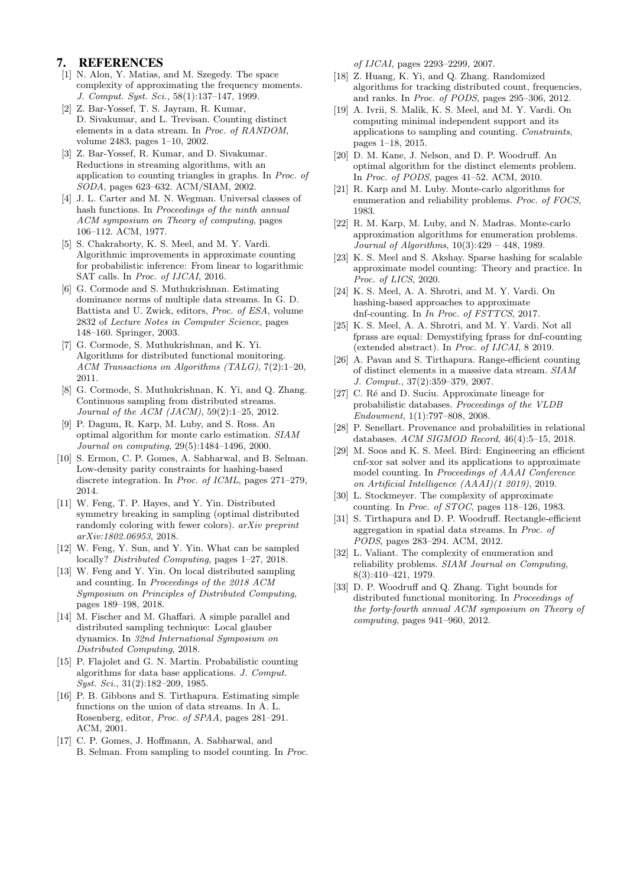## 7. REFERENCES

[1] N. Alon, Y. Matias, and M. Szegedy. The space complexity of approximating the frequency moments. *J. Comput. Syst. Sci.*, 58(1):137–147, 1999.

[2] Z. Bar-Yossef, T. S. Jayram, R. Kumar, D. Sivakumar, and L. Trevisan. Counting distinct elements in a data stream. In *Proc. of RANDOM*, volume 2483, pages 1–10, 2002.

[3] Z. Bar-Yossef, R. Kumar, and D. Sivakumar. Reductions in streaming algorithms, with an application to counting triangles in graphs. In *Proc. of SODA*, pages 623–632. ACM/SIAM, 2002.

[4] J. L. Carter and M. N. Wegman. Universal classes of hash functions. In *Proceedings of the ninth annual ACM symposium on Theory of computing*, pages 106–112. ACM, 1977.

[5] S. Chakraborty, K. S. Meel, and M. Y. Vardi. Algorithmic improvements in approximate counting for probabilistic inference: From linear to logarithmic SAT calls. In *Proc. of IJCAI*, 2016.

[6] G. Cormode and S. Muthukrishnan. Estimating dominance norms of multiple data streams. In G. D. Battista and U. Zwick, editors, *Proc. of ESA*, volume 2832 of *Lecture Notes in Computer Science*, pages 148–160. Springer, 2003.

[7] G. Cormode, S. Muthukrishnan, and K. Yi. Algorithms for distributed functional monitoring. *ACM Transactions on Algorithms (TALG)*, 7(2):1–20, 2011.

[8] G. Cormode, S. Muthukrishnan, K. Yi, and Q. Zhang. Continuous sampling from distributed streams. *Journal of the ACM (JACM)*, 59(2):1–25, 2012.

[9] P. Dagum, R. Karp, M. Luby, and S. Ross. An optimal algorithm for monte carlo estimation. *SIAM Journal on computing*, 29(5):1484–1496, 2000.

[10] S. Ermon, C. P. Gomes, A. Sabharwal, and B. Selman. Low-density parity constraints for hashing-based discrete integration. In *Proc. of ICML*, pages 271–279, 2014.

[11] W. Feng, T. P. Hayes, and Y. Yin. Distributed symmetry breaking in sampling (optimal distributed randomly coloring with fewer colors). *arXiv preprint arXiv:1802.06953*, 2018.

[12] W. Feng, Y. Sun, and Y. Yin. What can be sampled locally? *Distributed Computing*, pages 1–27, 2018.

[13] W. Feng and Y. Yin. On local distributed sampling and counting. In *Proceedings of the 2018 ACM Symposium on Principles of Distributed Computing*, pages 189–198, 2018.

[14] M. Fischer and M. Ghaffari. A simple parallel and distributed sampling technique: Local glauber dynamics. In *32nd International Symposium on Distributed Computing*, 2018.

[15] P. Flajolet and G. N. Martin. Probabilistic counting algorithms for data base applications. *J. Comput. Syst. Sci.*, 31(2):182–209, 1985.

[16] P. B. Gibbons and S. Tirthapura. Estimating simple functions on the union of data streams. In A. L. Rosenberg, editor, *Proc. of SPAA*, pages 281–291. ACM, 2001.

[17] C. P. Gomes, J. Hoffmann, A. Sabharwal, and B. Selman. From sampling to model counting. In *Proc. of IJCAI*, pages 2293–2299, 2007.

[18] Z. Huang, K. Yi, and Q. Zhang. Randomized algorithms for tracking distributed count, frequencies, and ranks. In *Proc. of PODS*, pages 295–306, 2012.

[19] A. Ivrii, S. Malik, K. S. Meel, and M. Y. Vardi. On computing minimal independent support and its applications to sampling and counting. *Constraints*, pages 1–18, 2015.

[20] D. M. Kane, J. Nelson, and D. P. Woodruff. An optimal algorithm for the distinct elements problem. In *Proc. of PODS*, pages 41–52. ACM, 2010.

[21] R. Karp and M. Luby. Monte-carlo algorithms for enumeration and reliability problems. *Proc. of FOCS*, 1983.

[22] R. M. Karp, M. Luby, and N. Madras. Monte-carlo approximation algorithms for enumeration problems. *Journal of Algorithms*, 10(3):429 – 448, 1989.

[23] K. S. Meel and S. Akshay. Sparse hashing for scalable approximate model counting: Theory and practice. In *Proc. of LICS*, 2020.

[24] K. S. Meel, A. A. Shrotri, and M. Y. Vardi. On hashing-based approaches to approximate dnf-counting. In *In Proc. of FSTTCS*, 2017.

[25] K. S. Meel, A. A. Shrotri, and M. Y. Vardi. Not all fprass are equal: Demystifying fprass for dnf-counting (extended abstract). In *Proc. of IJCAI*, 8 2019.

[26] A. Pavan and S. Tirthapura. Range-efficient counting of distinct elements in a massive data stream. *SIAM J. Comput.*, 37(2):359–379, 2007.

[27] C. Ré and D. Suciu. Approximate lineage for probabilistic databases. *Proceedings of the VLDB Endowment*, 1(1):797–808, 2008.

[28] P. Senellart. Provenance and probabilities in relational databases. *ACM SIGMOD Record*, 46(4):5–15, 2018.

[29] M. Soos and K. S. Meel. Bird: Engineering an efficient cnf-xor sat solver and its applications to approximate model counting. In *Proceedings of AAAI Conference on Artificial Intelligence (AAAI)(1 2019)*, 2019.

[30] L. Stockmeyer. The complexity of approximate counting. In *Proc. of STOC*, pages 118–126, 1983.

[31] S. Tirthapura and D. P. Woodruff. Rectangle-efficient aggregation in spatial data streams. In *Proc. of PODS*, pages 283–294. ACM, 2012.

[32] L. Valiant. The complexity of enumeration and reliability problems. *SIAM Journal on Computing*, 8(3):410–421, 1979.

[33] D. P. Woodruff and Q. Zhang. Tight bounds for distributed functional monitoring. In *Proceedings of the forty-fourth annual ACM symposium on Theory of computing*, pages 941–960, 2012.